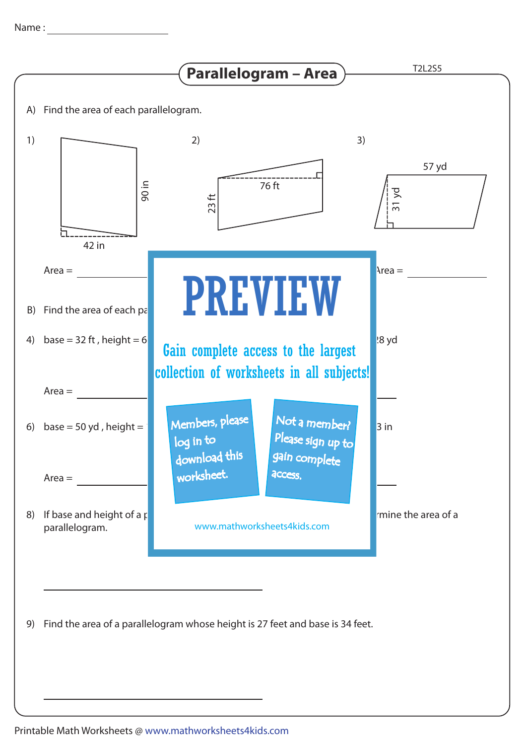Name : ____________________

# Parallelogram – Area

T2L2S5

A) Find the area of each parallelogram.

1) 90 in, 42 in

Area = ____________

2) 76 ft, 23 ft

3) 57 yd, 31 yd

Area = ____________

PREVIEW

Gain complete access to the largest collection of worksheets in all subjects!

Members, please log in to download this worksheet.

Not a member? Please sign up to gain complete access.

www.mathworksheets4kids.com

B) Find the area of each pa

4) base = 32 ft , height = 6 ... 28 yd

Area = ____________

6) base = 50 yd , height = ... 3 in

Area = ____________

8) If base and height of a p ... rmine the area of a parallelogram.

____________________________________

9) Find the area of a parallelogram whose height is 27 feet and base is 34 feet.

____________________________________

Printable Math Worksheets @ www.mathworksheets4kids.com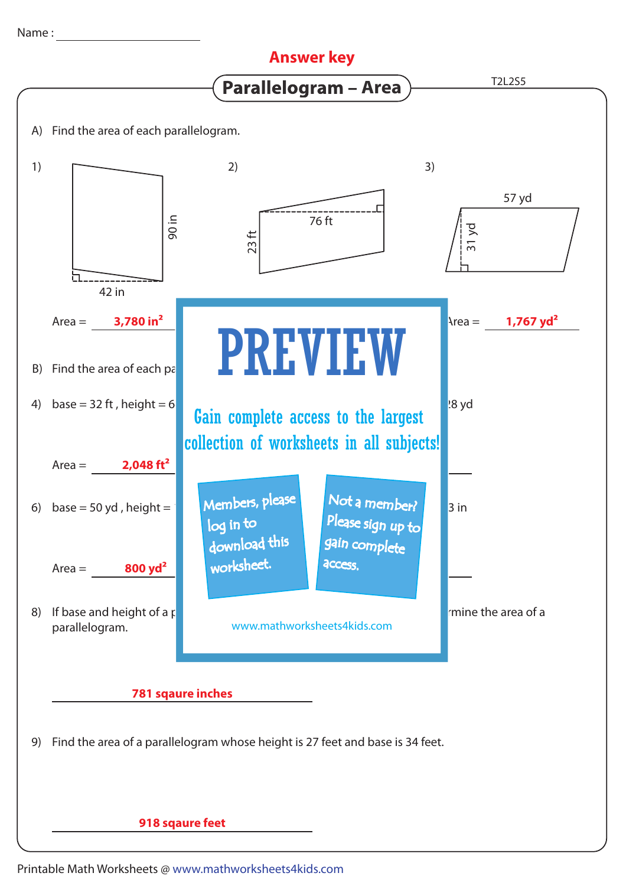Name :

**Answer key**

# Parallelogram – Area

T2L2S5

A) Find the area of each parallelogram.

1)

90 in

42 in

Area = **3,780 in²**

2)

76 ft

23 ft

3)

57 yd

31 yd

Area = **1,767 yd²**

B) Find the area of each pa

4) base = 32 ft , height = 6

Area = **2,048 ft²**

8 yd

6) base = 50 yd , height =

Area = **800 yd²**

3 in

8) If base and height of a p

mine the area of a parallelogram.

**781 sqaure inches**

9) Find the area of a parallelogram whose height is 27 feet and base is 34 feet.

**918 sqaure feet**

PREVIEW

Gain complete access to the largest collection of worksheets in all subjects!

Members, please log in to download this worksheet.

Not a member? Please sign up to gain complete access.

www.mathworksheets4kids.com

Printable Math Worksheets @ www.mathworksheets4kids.com